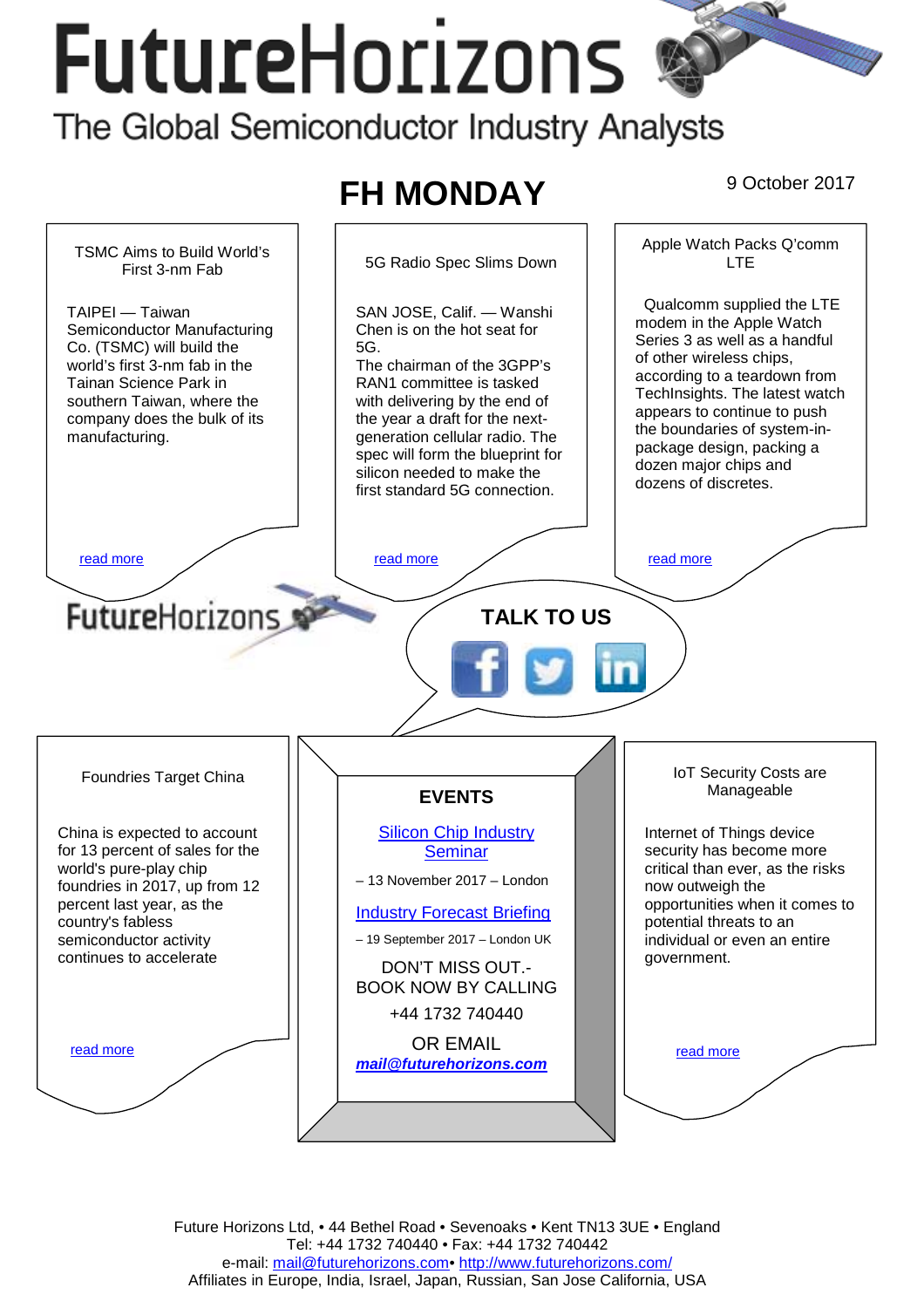# FutureHorizons

The Global Semiconductor Industry Analysts

## FH MONDAY

9 October 2017

### TSMC Aims to Build World's First 3-nm Fab

TAIPEI — Taiwan Semiconductor Manufacturing Co. (TSMC) will build the world's first 3-nm fab in the Tainan Science Park in southern Taiwan, where the company does the bulk of its manufacturing.

read more

### 5G Radio Spec Slims Down

SAN JOSE, Calif. — Wanshi Chen is on the hot seat for 5G.
The chairman of the 3GPP's RAN1 committee is tasked with delivering by the end of the year a draft for the next-generation cellular radio. The spec will form the blueprint for silicon needed to make the first standard 5G connection.

read more

### Apple Watch Packs Q'comm LTE

Qualcomm supplied the LTE modem in the Apple Watch Series 3 as well as a handful of other wireless chips, according to a teardown from TechInsights. The latest watch appears to continue to push the boundaries of system-in-package design, packing a dozen major chips and dozens of discretes.

read more

FutureHorizons

**TALK TO US**

### Foundries Target China

China is expected to account for 13 percent of sales for the world's pure-play chip foundries in 2017, up from 12 percent last year, as the country's fabless semiconductor activity continues to accelerate

read more

### EVENTS

[Silicon Chip Industry Seminar]

– 13 November 2017 – London

[Industry Forecast Briefing]

– 19 September 2017 – London UK

DON'T MISS OUT.-
BOOK NOW BY CALLING

+44 1732 740440

OR EMAIL

***mail@futurehorizons.com***

### IoT Security Costs are Manageable

Internet of Things device security has become more critical than ever, as the risks now outweigh the opportunities when it comes to potential threats to an individual or even an entire government.

read more

Future Horizons Ltd, • 44 Bethel Road • Sevenoaks • Kent TN13 3UE • England
Tel: +44 1732 740440 • Fax: +44 1732 740442
e-mail: mail@futurehorizons.com• http://www.futurehorizons.com/
Affiliates in Europe, India, Israel, Japan, Russian, San Jose California, USA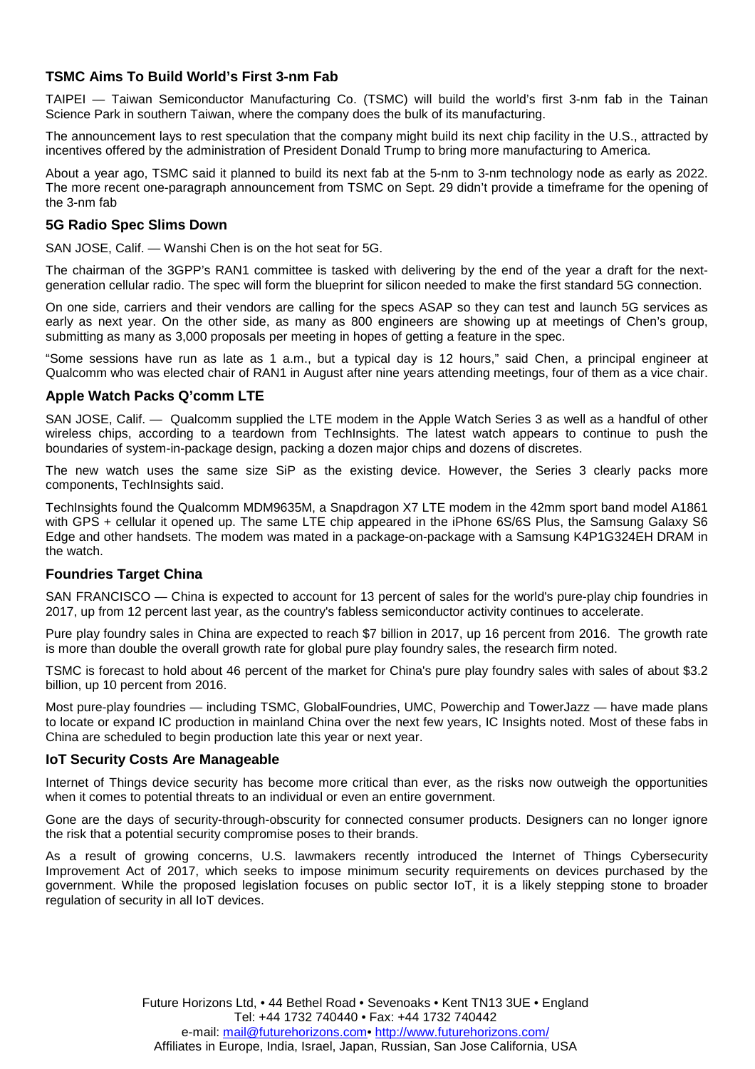### TSMC Aims To Build World's First 3-nm Fab

TAIPEI — Taiwan Semiconductor Manufacturing Co. (TSMC) will build the world's first 3-nm fab in the Tainan Science Park in southern Taiwan, where the company does the bulk of its manufacturing.

The announcement lays to rest speculation that the company might build its next chip facility in the U.S., attracted by incentives offered by the administration of President Donald Trump to bring more manufacturing to America.

About a year ago, TSMC said it planned to build its next fab at the 5-nm to 3-nm technology node as early as 2022. The more recent one-paragraph announcement from TSMC on Sept. 29 didn't provide a timeframe for the opening of the 3-nm fab

### 5G Radio Spec Slims Down

SAN JOSE, Calif. — Wanshi Chen is on the hot seat for 5G.

The chairman of the 3GPP's RAN1 committee is tasked with delivering by the end of the year a draft for the next-generation cellular radio. The spec will form the blueprint for silicon needed to make the first standard 5G connection.

On one side, carriers and their vendors are calling for the specs ASAP so they can test and launch 5G services as early as next year. On the other side, as many as 800 engineers are showing up at meetings of Chen's group, submitting as many as 3,000 proposals per meeting in hopes of getting a feature in the spec.

"Some sessions have run as late as 1 a.m., but a typical day is 12 hours," said Chen, a principal engineer at Qualcomm who was elected chair of RAN1 in August after nine years attending meetings, four of them as a vice chair.

### Apple Watch Packs Q'comm LTE

SAN JOSE, Calif. — Qualcomm supplied the LTE modem in the Apple Watch Series 3 as well as a handful of other wireless chips, according to a teardown from TechInsights. The latest watch appears to continue to push the boundaries of system-in-package design, packing a dozen major chips and dozens of discretes.

The new watch uses the same size SiP as the existing device. However, the Series 3 clearly packs more components, TechInsights said.

TechInsights found the Qualcomm MDM9635M, a Snapdragon X7 LTE modem in the 42mm sport band model A1861 with GPS + cellular it opened up. The same LTE chip appeared in the iPhone 6S/6S Plus, the Samsung Galaxy S6 Edge and other handsets. The modem was mated in a package-on-package with a Samsung K4P1G324EH DRAM in the watch.

### Foundries Target China

SAN FRANCISCO — China is expected to account for 13 percent of sales for the world's pure-play chip foundries in 2017, up from 12 percent last year, as the country's fabless semiconductor activity continues to accelerate.

Pure play foundry sales in China are expected to reach $7 billion in 2017, up 16 percent from 2016. The growth rate is more than double the overall growth rate for global pure play foundry sales, the research firm noted.

TSMC is forecast to hold about 46 percent of the market for China's pure play foundry sales with sales of about $3.2 billion, up 10 percent from 2016.

Most pure-play foundries — including TSMC, GlobalFoundries, UMC, Powerchip and TowerJazz — have made plans to locate or expand IC production in mainland China over the next few years, IC Insights noted. Most of these fabs in China are scheduled to begin production late this year or next year.

### IoT Security Costs Are Manageable

Internet of Things device security has become more critical than ever, as the risks now outweigh the opportunities when it comes to potential threats to an individual or even an entire government.

Gone are the days of security-through-obscurity for connected consumer products. Designers can no longer ignore the risk that a potential security compromise poses to their brands.

As a result of growing concerns, U.S. lawmakers recently introduced the Internet of Things Cybersecurity Improvement Act of 2017, which seeks to impose minimum security requirements on devices purchased by the government. While the proposed legislation focuses on public sector IoT, it is a likely stepping stone to broader regulation of security in all IoT devices.

Future Horizons Ltd, • 44 Bethel Road • Sevenoaks • Kent TN13 3UE • England
Tel: +44 1732 740440 • Fax: +44 1732 740442
e-mail: mail@futurehorizons.com• http://www.futurehorizons.com/
Affiliates in Europe, India, Israel, Japan, Russian, San Jose California, USA